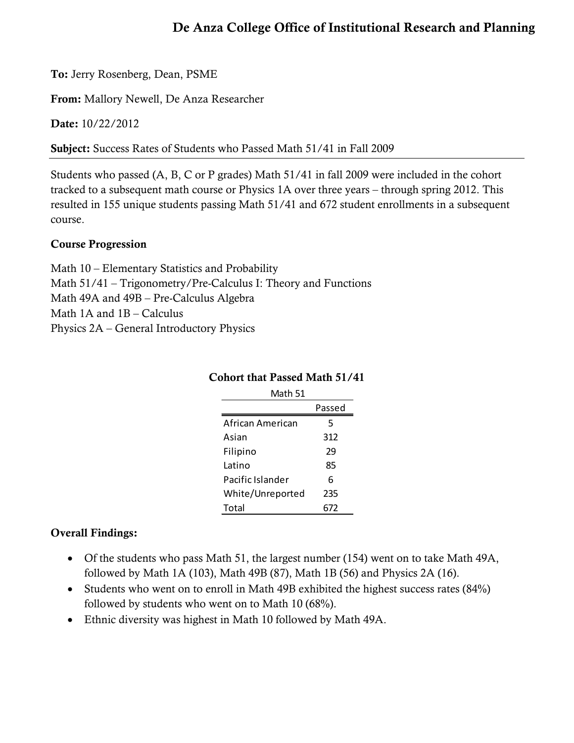# De Anza College Office of Institutional Research and Planning

**To:** Jerry Rosenberg, Dean, PSME

**From:** Mallory Newell, De Anza Researcher

**Date:** 10/22/2012

**Subject:** Success Rates of Students who Passed Math 51/41 in Fall 2009

---

Students who passed (A, B, C or P grades) Math 51/41 in fall 2009 were included in the cohort tracked to a subsequent math course or Physics 1A over three years – through spring 2012. This resulted in 155 unique students passing Math 51/41 and 672 student enrollments in a subsequent course.

### Course Progression

Math 10 – Elementary Statistics and Probability
Math 51/41 – Trigonometry/Pre-Calculus I: Theory and Functions
Math 49A and 49B – Pre-Calculus Algebra
Math 1A and 1B – Calculus
Physics 2A – General Introductory Physics

**Cohort that Passed Math 51/41**

Math 51

| | Passed |
|---|---|
| African American | 5 |
| Asian | 312 |
| Filipino | 29 |
| Latino | 85 |
| Pacific Islander | 6 |
| White/Unreported | 235 |
| Total | 672 |

### Overall Findings:

- Of the students who pass Math 51, the largest number (154) went on to take Math 49A, followed by Math 1A (103), Math 49B (87), Math 1B (56) and Physics 2A (16).
- Students who went on to enroll in Math 49B exhibited the highest success rates (84%) followed by students who went on to Math 10 (68%).
- Ethnic diversity was highest in Math 10 followed by Math 49A.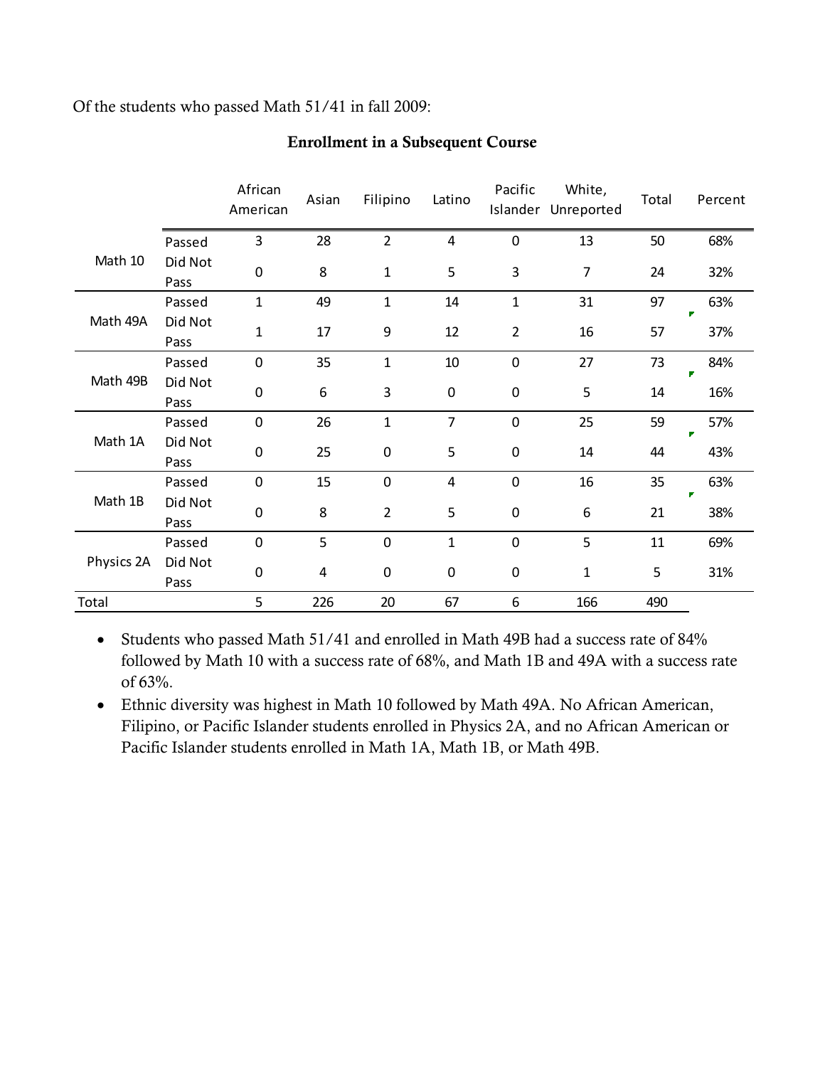Of the students who passed Math 51/41 in fall 2009:

**Enrollment in a Subsequent Course**

| | | African American | Asian | Filipino | Latino | Pacific Islander | White, Unreported | Total | Percent |
|---|---|---|---|---|---|---|---|---|---|
| Math 10 | Passed | 3 | 28 | 2 | 4 | 0 | 13 | 50 | 68% |
| | Did Not Pass | 0 | 8 | 1 | 5 | 3 | 7 | 24 | 32% |
| Math 49A | Passed | 1 | 49 | 1 | 14 | 1 | 31 | 97 | 63% |
| | Did Not Pass | 1 | 17 | 9 | 12 | 2 | 16 | 57 | 37% |
| Math 49B | Passed | 0 | 35 | 1 | 10 | 0 | 27 | 73 | 84% |
| | Did Not Pass | 0 | 6 | 3 | 0 | 0 | 5 | 14 | 16% |
| Math 1A | Passed | 0 | 26 | 1 | 7 | 0 | 25 | 59 | 57% |
| | Did Not Pass | 0 | 25 | 0 | 5 | 0 | 14 | 44 | 43% |
| Math 1B | Passed | 0 | 15 | 0 | 4 | 0 | 16 | 35 | 63% |
| | Did Not Pass | 0 | 8 | 2 | 5 | 0 | 6 | 21 | 38% |
| Physics 2A | Passed | 0 | 5 | 0 | 1 | 0 | 5 | 11 | 69% |
| | Did Not Pass | 0 | 4 | 0 | 0 | 0 | 1 | 5 | 31% |
| Total | | 5 | 226 | 20 | 67 | 6 | 166 | 490 | |

- Students who passed Math 51/41 and enrolled in Math 49B had a success rate of 84% followed by Math 10 with a success rate of 68%, and Math 1B and 49A with a success rate of 63%.
- Ethnic diversity was highest in Math 10 followed by Math 49A. No African American, Filipino, or Pacific Islander students enrolled in Physics 2A, and no African American or Pacific Islander students enrolled in Math 1A, Math 1B, or Math 49B.